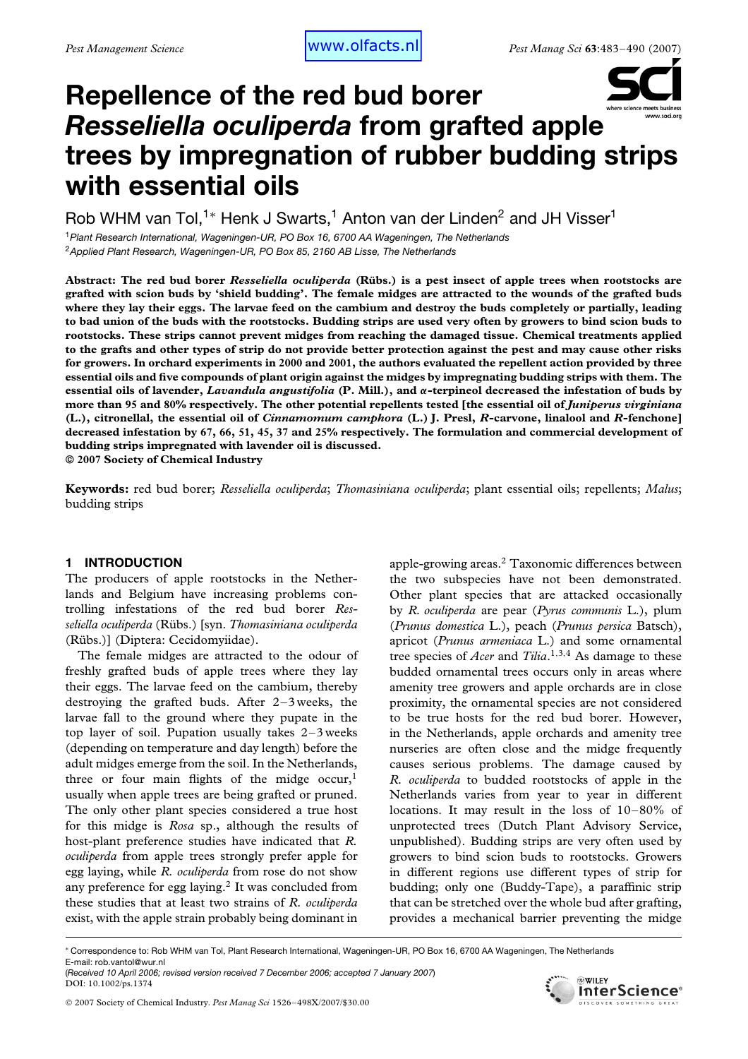# Repellence of the red bud borer *Resseliella oculiperda* from grafted apple trees by impregnation of rubber budding strips with essential oils

Rob WHM van Tol,[1*] Henk J Swarts,[1] Anton van der Linden[2] and JH Visser[1]

[1] *Plant Research International, Wageningen-UR, PO Box 16, 6700 AA Wageningen, The Netherlands*
[2] *Applied Plant Research, Wageningen-UR, PO Box 85, 2160 AB Lisse, The Netherlands*

**Abstract: The red bud borer *Resseliella oculiperda* (Rübs.) is a pest insect of apple trees when rootstocks are grafted with scion buds by 'shield budding'. The female midges are attracted to the wounds of the grafted buds where they lay their eggs. The larvae feed on the cambium and destroy the buds completely or partially, leading to bad union of the buds with the rootstocks. Budding strips are used very often by growers to bind scion buds to rootstocks. These strips cannot prevent midges from reaching the damaged tissue. Chemical treatments applied to the grafts and other types of strip do not provide better protection against the pest and may cause other risks for growers. In orchard experiments in 2000 and 2001, the authors evaluated the repellent action provided by three essential oils and five compounds of plant origin against the midges by impregnating budding strips with them. The essential oils of lavender, *Lavandula angustifolia* (P. Mill.), and α-terpineol decreased the infestation of buds by more than 95 and 80% respectively. The other potential repellents tested [the essential oil of *Juniperus virginiana* (L.), citronellal, the essential oil of *Cinnamomum camphora* (L.) J. Presl, *R*-carvone, linalool and *R*-fenchone] decreased infestation by 67, 66, 51, 45, 37 and 25% respectively. The formulation and commercial development of budding strips impregnated with lavender oil is discussed.**
**© 2007 Society of Chemical Industry**

**Keywords:** red bud borer; *Resseliella oculiperda*; *Thomasiniana oculiperda*; plant essential oils; repellents; *Malus*; budding strips

## 1 INTRODUCTION

The producers of apple rootstocks in the Netherlands and Belgium have increasing problems controlling infestations of the red bud borer *Resseliella oculiperda* (Rübs.) [syn. *Thomasiniana oculiperda* (Rübs.)] (Diptera: Cecidomyiidae).

The female midges are attracted to the odour of freshly grafted buds of apple trees where they lay their eggs. The larvae feed on the cambium, thereby destroying the grafted buds. After 2–3 weeks, the larvae fall to the ground where they pupate in the top layer of soil. Pupation usually takes 2–3 weeks (depending on temperature and day length) before the adult midges emerge from the soil. In the Netherlands, three or four main flights of the midge occur,[1] usually when apple trees are being grafted or pruned. The only other plant species considered a true host for this midge is *Rosa* sp., although the results of host-plant preference studies have indicated that *R. oculiperda* from apple trees strongly prefer apple for egg laying, while *R. oculiperda* from rose do not show any preference for egg laying.[2] It was concluded from these studies that at least two strains of *R. oculiperda* exist, with the apple strain probably being dominant in apple-growing areas.[2] Taxonomic differences between the two subspecies have not been demonstrated. Other plant species that are attacked occasionally by *R. oculiperda* are pear (*Pyrus communis* L.), plum (*Prunus domestica* L.), peach (*Prunus persica* Batsch), apricot (*Prunus armeniaca* L.) and some ornamental tree species of *Acer* and *Tilia*.[1,3,4] As damage to these budded ornamental trees occurs only in areas where amenity tree growers and apple orchards are in close proximity, the ornamental species are not considered to be true hosts for the red bud borer. However, in the Netherlands, apple orchards and amenity tree nurseries are often close and the midge frequently causes serious problems. The damage caused by *R. oculiperda* to budded rootstocks of apple in the Netherlands varies from year to year in different locations. It may result in the loss of 10–80% of unprotected trees (Dutch Plant Advisory Service, unpublished). Budding strips are very often used by growers to bind scion buds to rootstocks. Growers in different regions use different types of strip for budding; only one (Buddy-Tape), a paraffinic strip that can be stretched over the whole bud after grafting, provides a mechanical barrier preventing the midge

\* Correspondence to: Rob WHM van Tol, Plant Research International, Wageningen-UR, PO Box 16, 6700 AA Wageningen, The Netherlands
E-mail: rob.vantol@wur.nl
(*Received 10 April 2006; revised version received 7 December 2006; accepted 7 January 2007*)
DOI: 10.1002/ps.1374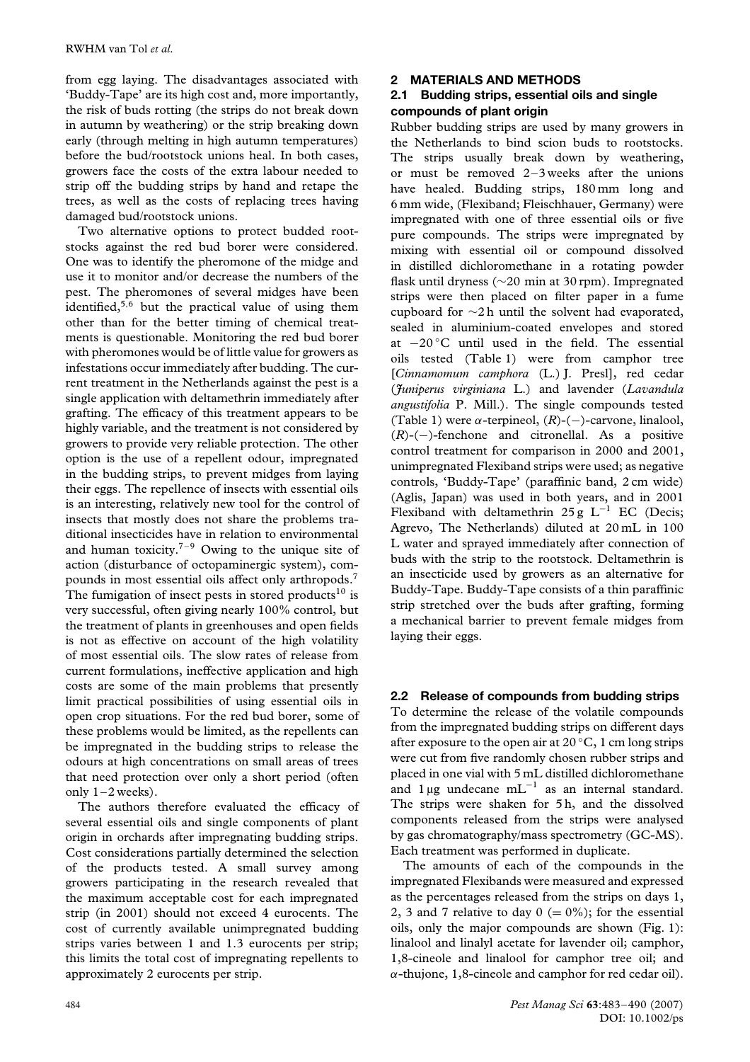from egg laying. The disadvantages associated with 'Buddy-Tape' are its high cost and, more importantly, the risk of buds rotting (the strips do not break down in autumn by weathering) or the strip breaking down early (through melting in high autumn temperatures) before the bud/rootstock unions heal. In both cases, growers face the costs of the extra labour needed to strip off the budding strips by hand and retape the trees, as well as the costs of replacing trees having damaged bud/rootstock unions.

Two alternative options to protect budded rootstocks against the red bud borer were considered. One was to identify the pheromone of the midge and use it to monitor and/or decrease the numbers of the pest. The pheromones of several midges have been identified,[5,6] but the practical value of using them other than for the better timing of chemical treatments is questionable. Monitoring the red bud borer with pheromones would be of little value for growers as infestations occur immediately after budding. The current treatment in the Netherlands against the pest is a single application with deltamethrin immediately after grafting. The efficacy of this treatment appears to be highly variable, and the treatment is not considered by growers to provide very reliable protection. The other option is the use of a repellent odour, impregnated in the budding strips, to prevent midges from laying their eggs. The repellence of insects with essential oils is an interesting, relatively new tool for the control of insects that mostly does not share the problems traditional insecticides have in relation to environmental and human toxicity.[7–9] Owing to the unique site of action (disturbance of octopaminergic system), compounds in most essential oils affect only arthropods.[7] The fumigation of insect pests in stored products[10] is very successful, often giving nearly 100% control, but the treatment of plants in greenhouses and open fields is not as effective on account of the high volatility of most essential oils. The slow rates of release from current formulations, ineffective application and high costs are some of the main problems that presently limit practical possibilities of using essential oils in open crop situations. For the red bud borer, some of these problems would be limited, as the repellents can be impregnated in the budding strips to release the odours at high concentrations on small areas of trees that need protection over only a short period (often only 1–2 weeks).

The authors therefore evaluated the efficacy of several essential oils and single components of plant origin in orchards after impregnating budding strips. Cost considerations partially determined the selection of the products tested. A small survey among growers participating in the research revealed that the maximum acceptable cost for each impregnated strip (in 2001) should not exceed 4 eurocents. The cost of currently available unimpregnated budding strips varies between 1 and 1.3 eurocents per strip; this limits the total cost of impregnating repellents to approximately 2 eurocents per strip.

## 2 MATERIALS AND METHODS

### 2.1 Budding strips, essential oils and single compounds of plant origin

Rubber budding strips are used by many growers in the Netherlands to bind scion buds to rootstocks. The strips usually break down by weathering, or must be removed 2–3 weeks after the unions have healed. Budding strips, 180 mm long and 6 mm wide, (Flexiband; Fleischhauer, Germany) were impregnated with one of three essential oils or five pure compounds. The strips were impregnated by mixing with essential oil or compound dissolved in distilled dichloromethane in a rotating powder flask until dryness (~20 min at 30 rpm). Impregnated strips were then placed on filter paper in a fume cupboard for ~2 h until the solvent had evaporated, sealed in aluminium-coated envelopes and stored at −20 °C until used in the field. The essential oils tested (Table 1) were from camphor tree [*Cinnamomum camphora* (L.) J. Presl], red cedar (*Juniperus virginiana* L.) and lavender (*Lavandula angustifolia* P. Mill.). The single compounds tested (Table 1) were $\alpha$-terpineol, (*R*)-(−)-carvone, linalool, (*R*)-(−)-fenchone and citronellal. As a positive control treatment for comparison in 2000 and 2001, unimpregnated Flexiband strips were used; as negative controls, 'Buddy-Tape' (paraffinic band, 2 cm wide) (Aglis, Japan) was used in both years, and in 2001 Flexiband with deltamethrin 25 g L$^{-1}$ EC (Decis; Agrevo, The Netherlands) diluted at 20 mL in 100 L water and sprayed immediately after connection of buds with the strip to the rootstock. Deltamethrin is an insecticide used by growers as an alternative for Buddy-Tape. Buddy-Tape consists of a thin paraffinic strip stretched over the buds after grafting, forming a mechanical barrier to prevent female midges from laying their eggs.

### 2.2 Release of compounds from budding strips

To determine the release of the volatile compounds from the impregnated budding strips on different days after exposure to the open air at 20 °C, 1 cm long strips were cut from five randomly chosen rubber strips and placed in one vial with 5 mL distilled dichloromethane and 1 µg undecane mL$^{-1}$ as an internal standard. The strips were shaken for 5 h, and the dissolved components released from the strips were analysed by gas chromatography/mass spectrometry (GC-MS). Each treatment was performed in duplicate.

The amounts of each of the compounds in the impregnated Flexibands were measured and expressed as the percentages released from the strips on days 1, 2, 3 and 7 relative to day 0 (= 0%); for the essential oils, only the major compounds are shown (Fig. 1): linalool and linalyl acetate for lavender oil; camphor, 1,8-cineole and linalool for camphor tree oil; and $\alpha$-thujone, 1,8-cineole and camphor for red cedar oil).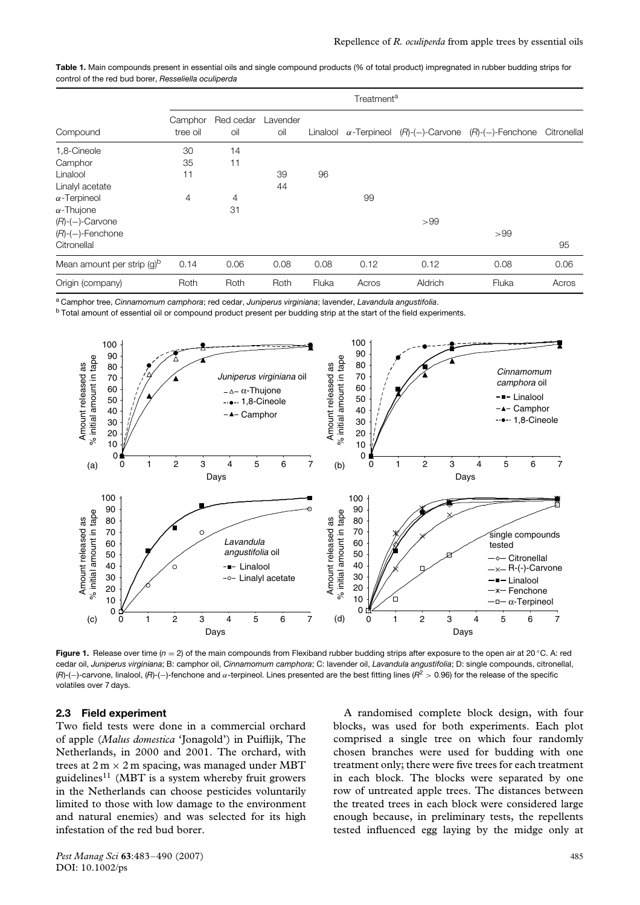**Table 1.** Main compounds present in essential oils and single compound products (% of total product) impregnated in rubber budding strips for control of the red bud borer, *Resseliella oculiperda*

| | Treatment[a] | | | | | | | |
|---|---|---|---|---|---|---|---|---|
| Compound | Camphor tree oil | Red cedar oil | Lavender oil | Linalool | $\alpha$-Terpineol | (*R*)-(−)-Carvone | (*R*)-(−)-Fenchone | Citronellal |
| 1,8-Cineole | 30 | 14 | | | | | | |
| Camphor | 35 | 11 | | | | | | |
| Linalool | 11 | | 39 | 96 | | | | |
| Linalyl acetate | | | 44 | | | | | |
| $\alpha$-Terpineol | 4 | 4 | | | 99 | | | |
| $\alpha$-Thujone | | 31 | | | | | | |
| (*R*)-(−)-Carvone | | | | | | >99 | | |
| (*R*)-(−)-Fenchone | | | | | | | >99 | |
| Citronellal | | | | | | | | 95 |
| Mean amount per strip (g)[b] | 0.14 | 0.06 | 0.08 | 0.08 | 0.12 | 0.12 | 0.08 | 0.06 |
| Origin (company) | Roth | Roth | Roth | Fluka | Acros | Aldrich | Fluka | Acros |

[a] Camphor tree, *Cinnamomum camphora*; red cedar, *Juniperus virginiana*; lavender, *Lavandula angustifolia*.
[b] Total amount of essential oil or compound product present per budding strip at the start of the field experiments.

**Figure 1.** Release over time ($n = 2$) of the main compounds from Flexiband rubber budding strips after exposure to the open air at 20 °C. A: red cedar oil, *Juniperus virginiana*; B: camphor oil, *Cinnamomum camphora*; C: lavender oil, *Lavandula angustifolia*; D: single compounds, citronellal, (*R*)-(−)-carvone, linalool, (*R*)-(−)-fenchone and $\alpha$-terpineol. Lines presented are the best fitting lines ($R^2 > 0.96$) for the release of the specific volatiles over 7 days.

### 2.3 Field experiment

Two field tests were done in a commercial orchard of apple (*Malus domestica* 'Jonagold') in Puiflijk, The Netherlands, in 2000 and 2001. The orchard, with trees at 2 m × 2 m spacing, was managed under MBT guidelines[11] (MBT is a system whereby fruit growers in the Netherlands can choose pesticides voluntarily limited to those with low damage to the environment and natural enemies) and was selected for its high infestation of the red bud borer.

A randomised complete block design, with four blocks, was used for both experiments. Each plot comprised a single tree on which four randomly chosen branches were used for budding with one treatment only; there were five trees for each treatment in each block. The blocks were separated by one row of untreated apple trees. The distances between the treated trees in each block were considered large enough because, in preliminary tests, the repellents tested influenced egg laying by the midge only at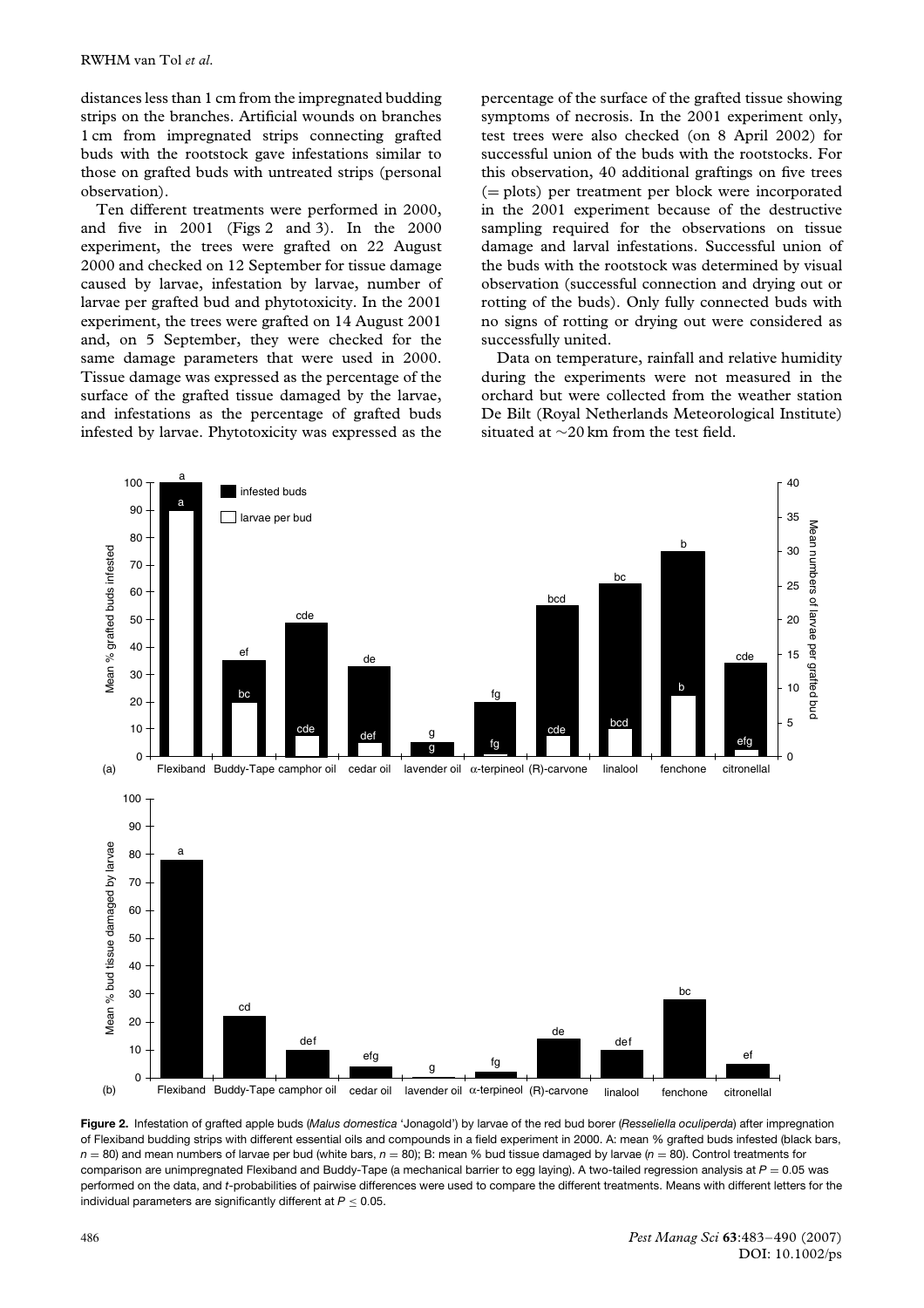distances less than 1 cm from the impregnated budding strips on the branches. Artificial wounds on branches 1 cm from impregnated strips connecting grafted buds with the rootstock gave infestations similar to those on grafted buds with untreated strips (personal observation).

Ten different treatments were performed in 2000, and five in 2001 (Figs 2 and 3). In the 2000 experiment, the trees were grafted on 22 August 2000 and checked on 12 September for tissue damage caused by larvae, infestation by larvae, number of larvae per grafted bud and phytotoxicity. In the 2001 experiment, the trees were grafted on 14 August 2001 and, on 5 September, they were checked for the same damage parameters that were used in 2000. Tissue damage was expressed as the percentage of the surface of the grafted tissue damaged by the larvae, and infestations as the percentage of grafted buds infested by larvae. Phytotoxicity was expressed as the percentage of the surface of the grafted tissue showing symptoms of necrosis. In the 2001 experiment only, test trees were also checked (on 8 April 2002) for successful union of the buds with the rootstocks. For this observation, 40 additional graftings on five trees (= plots) per treatment per block were incorporated in the 2001 experiment because of the destructive sampling required for the observations on tissue damage and larval infestations. Successful union of the buds with the rootstock was determined by visual observation (successful connection and drying out or rotting of the buds). Only fully connected buds with no signs of rotting or drying out were considered as successfully united.

Data on temperature, rainfall and relative humidity during the experiments were not measured in the orchard but were collected from the weather station De Bilt (Royal Netherlands Meteorological Institute) situated at ~20 km from the test field.

**Figure 2.** Infestation of grafted apple buds (*Malus domestica* 'Jonagold') by larvae of the red bud borer (*Resseliella oculiperda*) after impregnation of Flexiband budding strips with different essential oils and compounds in a field experiment in 2000. A: mean % grafted buds infested (black bars, $n = 80$) and mean numbers of larvae per bud (white bars, $n = 80$); B: mean % bud tissue damaged by larvae ($n = 80$). Control treatments for comparison are unimpregnated Flexiband and Buddy-Tape (a mechanical barrier to egg laying). A two-tailed regression analysis at $P = 0.05$ was performed on the data, and $t$-probabilities of pairwise differences were used to compare the different treatments. Means with different letters for the individual parameters are significantly different at $P \leq 0.05$.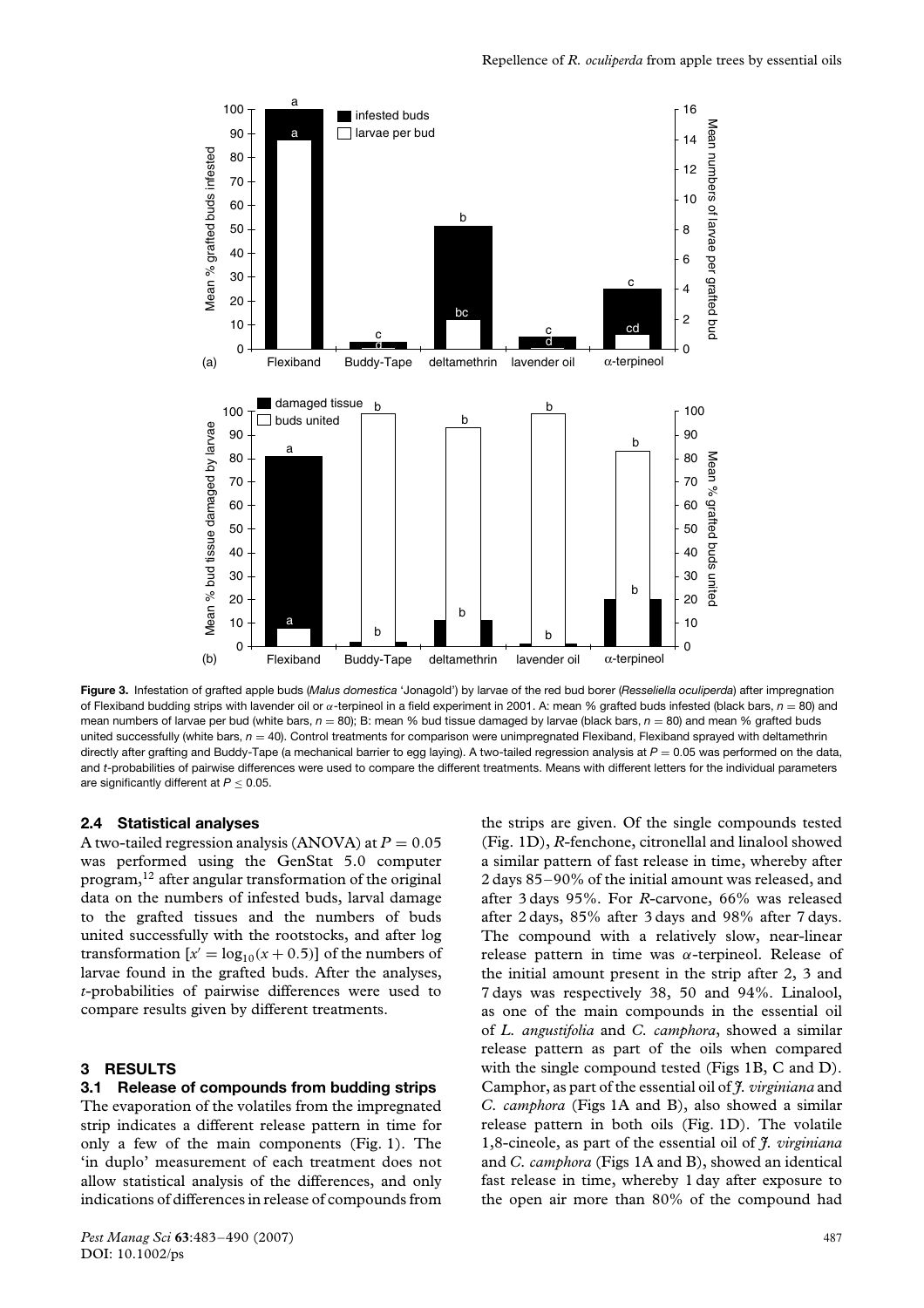**Figure 3.** Infestation of grafted apple buds (*Malus domestica* 'Jonagold') by larvae of the red bud borer (*Resseliella oculiperda*) after impregnation of Flexiband budding strips with lavender oil or α-terpineol in a field experiment in 2001. A: mean % grafted buds infested (black bars, $n = 80$) and mean numbers of larvae per bud (white bars, $n = 80$); B: mean % bud tissue damaged by larvae (black bars, $n = 80$) and mean % grafted buds united successfully (white bars, $n = 40$). Control treatments for comparison were unimpregnated Flexiband, Flexiband sprayed with deltamethrin directly after grafting and Buddy-Tape (a mechanical barrier to egg laying). A two-tailed regression analysis at $P = 0.05$ was performed on the data, and *t*-probabilities of pairwise differences were used to compare the different treatments. Means with different letters for the individual parameters are significantly different at $P \leq 0.05$.

### 2.4 Statistical analyses

A two-tailed regression analysis (ANOVA) at $P = 0.05$ was performed using the GenStat 5.0 computer program,[12] after angular transformation of the original data on the numbers of infested buds, larval damage to the grafted tissues and the numbers of buds united successfully with the rootstocks, and after log transformation [$x' = \log_{10}(x + 0.5)$] of the numbers of larvae found in the grafted buds. After the analyses, *t*-probabilities of pairwise differences were used to compare results given by different treatments.

## 3 RESULTS

### 3.1 Release of compounds from budding strips

The evaporation of the volatiles from the impregnated strip indicates a different release pattern in time for only a few of the main components (Fig. 1). The 'in duplo' measurement of each treatment does not allow statistical analysis of the differences, and only indications of differences in release of compounds from the strips are given. Of the single compounds tested (Fig. 1D), *R*-fenchone, citronellal and linalool showed a similar pattern of fast release in time, whereby after 2 days 85–90% of the initial amount was released, and after 3 days 95%. For *R*-carvone, 66% was released after 2 days, 85% after 3 days and 98% after 7 days. The compound with a relatively slow, near-linear release pattern in time was α-terpineol. Release of the initial amount present in the strip after 2, 3 and 7 days was respectively 38, 50 and 94%. Linalool, as one of the main compounds in the essential oil of *L. angustifolia* and *C. camphora*, showed a similar release pattern as part of the oils when compared with the single compound tested (Figs 1B, C and D). Camphor, as part of the essential oil of *J. virginiana* and *C. camphora* (Figs 1A and B), also showed a similar release pattern in both oils (Fig. 1D). The volatile 1,8-cineole, as part of the essential oil of *J. virginiana* and *C. camphora* (Figs 1A and B), showed an identical fast release in time, whereby 1 day after exposure to the open air more than 80% of the compound had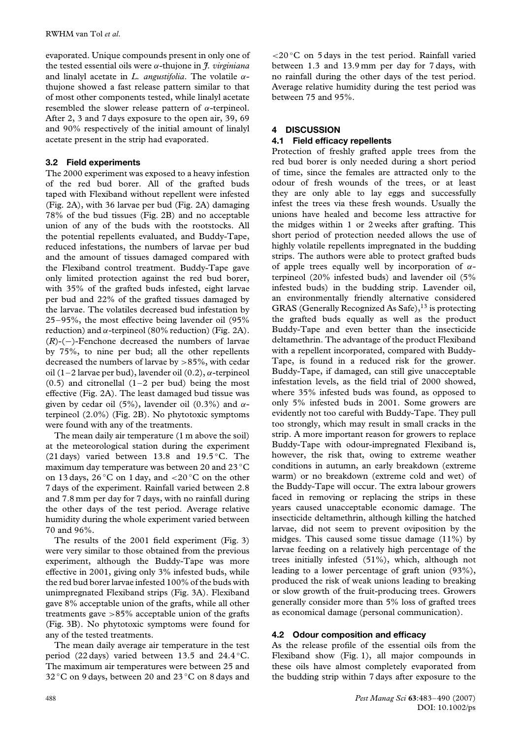evaporated. Unique compounds present in only one of the tested essential oils were $\alpha$-thujone in *J. virginiana* and linalyl acetate in *L. angustifolia*. The volatile $\alpha$-thujone showed a fast release pattern similar to that of most other components tested, while linalyl acetate resembled the slower release pattern of $\alpha$-terpineol. After 2, 3 and 7 days exposure to the open air, 39, 69 and 90% respectively of the initial amount of linalyl acetate present in the strip had evaporated.

### 3.2 Field experiments

The 2000 experiment was exposed to a heavy infestion of the red bud borer. All of the grafted buds taped with Flexiband without repellent were infested (Fig. 2A), with 36 larvae per bud (Fig. 2A) damaging 78% of the bud tissues (Fig. 2B) and no acceptable union of any of the buds with the rootstocks. All the potential repellents evaluated, and Buddy-Tape, reduced infestations, the numbers of larvae per bud and the amount of tissues damaged compared with the Flexiband control treatment. Buddy-Tape gave only limited protection against the red bud borer, with 35% of the grafted buds infested, eight larvae per bud and 22% of the grafted tissues damaged by the larvae. The volatiles decreased bud infestation by 25–95%, the most effective being lavender oil (95% reduction) and $\alpha$-terpineol (80% reduction) (Fig. 2A). (*R*)-(−)-Fenchone decreased the numbers of larvae by 75%, to nine per bud; all the other repellents decreased the numbers of larvae by >85%, with cedar oil (1–2 larvae per bud), lavender oil (0.2), $\alpha$-terpineol (0.5) and citronellal (1–2 per bud) being the most effective (Fig. 2A). The least damaged bud tissue was given by cedar oil (5%), lavender oil (0.3%) and $\alpha$-terpineol (2.0%) (Fig. 2B). No phytotoxic symptoms were found with any of the treatments.

The mean daily air temperature (1 m above the soil) at the meteorological station during the experiment (21 days) varied between 13.8 and 19.5 °C. The maximum day temperature was between 20 and 23 °C on 13 days, 26 °C on 1 day, and <20 °C on the other 7 days of the experiment. Rainfall varied between 2.8 and 7.8 mm per day for 7 days, with no rainfall during the other days of the test period. Average relative humidity during the whole experiment varied between 70 and 96%.

The results of the 2001 field experiment (Fig. 3) were very similar to those obtained from the previous experiment, although the Buddy-Tape was more effective in 2001, giving only 3% infested buds, while the red bud borer larvae infested 100% of the buds with unimpregnated Flexiband strips (Fig. 3A). Flexiband gave 8% acceptable union of the grafts, while all other treatments gave >85% acceptable union of the grafts (Fig. 3B). No phytotoxic symptoms were found for any of the tested treatments.

The mean daily average air temperature in the test period (22 days) varied between 13.5 and 24.4 °C. The maximum air temperatures were between 25 and 32 °C on 9 days, between 20 and 23 °C on 8 days and <20 °C on 5 days in the test period. Rainfall varied between 1.3 and 13.9 mm per day for 7 days, with no rainfall during the other days of the test period. Average relative humidity during the test period was between 75 and 95%.

## 4 DISCUSSION

### 4.1 Field efficacy repellents

Protection of freshly grafted apple trees from the red bud borer is only needed during a short period of time, since the females are attracted only to the odour of fresh wounds of the trees, or at least they are only able to lay eggs and successfully infest the trees via these fresh wounds. Usually the unions have healed and become less attractive for the midges within 1 or 2 weeks after grafting. This short period of protection needed allows the use of highly volatile repellents impregnated in the budding strips. The authors were able to protect grafted buds of apple trees equally well by incorporation of $\alpha$-terpineol (20% infested buds) and lavender oil (5% infested buds) in the budding strip. Lavender oil, an environmentally friendly alternative considered GRAS (Generally Recognized As Safe),[13] is protecting the grafted buds equally as well as the product Buddy-Tape and even better than the insecticide deltamethrin. The advantage of the product Flexiband with a repellent incorporated, compared with Buddy-Tape, is found in a reduced risk for the grower. Buddy-Tape, if damaged, can still give unacceptable infestation levels, as the field trial of 2000 showed, where 35% infested buds was found, as opposed to only 5% infested buds in 2001. Some growers are evidently not too careful with Buddy-Tape. They pull too strongly, which may result in small cracks in the strip. A more important reason for growers to replace Buddy-Tape with odour-impregnated Flexiband is, however, the risk that, owing to extreme weather conditions in autumn, an early breakdown (extreme warm) or no breakdown (extreme cold and wet) of the Buddy-Tape will occur. The extra labour growers faced in removing or replacing the strips in these years caused unacceptable economic damage. The insecticide deltamethrin, although killing the hatched larvae, did not seem to prevent oviposition by the midges. This caused some tissue damage (11%) by larvae feeding on a relatively high percentage of the trees initially infested (51%), which, although not leading to a lower percentage of graft union (93%), produced the risk of weak unions leading to breaking or slow growth of the fruit-producing trees. Growers generally consider more than 5% loss of grafted trees as economical damage (personal communication).

### 4.2 Odour composition and efficacy

As the release profile of the essential oils from the Flexiband show (Fig. 1), all major compounds in these oils have almost completely evaporated from the budding strip within 7 days after exposure to the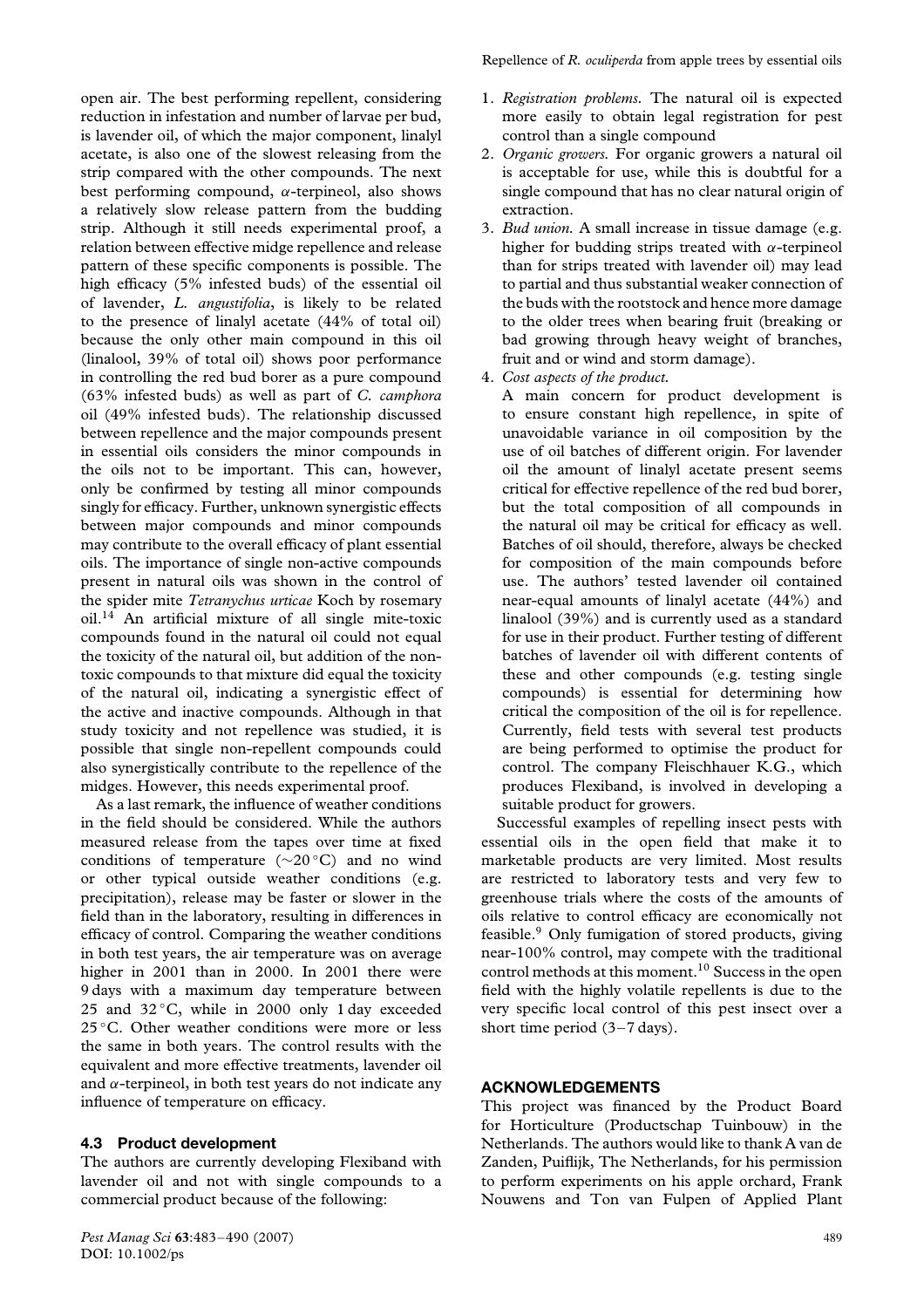open air. The best performing repellent, considering reduction in infestation and number of larvae per bud, is lavender oil, of which the major component, linalyl acetate, is also one of the slowest releasing from the strip compared with the other compounds. The next best performing compound, $\alpha$-terpineol, also shows a relatively slow release pattern from the budding strip. Although it still needs experimental proof, a relation between effective midge repellence and release pattern of these specific components is possible. The high efficacy (5% infested buds) of the essential oil of lavender, *L. angustifolia*, is likely to be related to the presence of linalyl acetate (44% of total oil) because the only other main compound in this oil (linalool, 39% of total oil) shows poor performance in controlling the red bud borer as a pure compound (63% infested buds) as well as part of *C. camphora* oil (49% infested buds). The relationship discussed between repellence and the major compounds present in essential oils considers the minor compounds in the oils not to be important. This can, however, only be confirmed by testing all minor compounds singly for efficacy. Further, unknown synergistic effects between major compounds and minor compounds may contribute to the overall efficacy of plant essential oils. The importance of single non-active compounds present in natural oils was shown in the control of the spider mite *Tetranychus urticae* Koch by rosemary oil.[14] An artificial mixture of all single mite-toxic compounds found in the natural oil could not equal the toxicity of the natural oil, but addition of the non-toxic compounds to that mixture did equal the toxicity of the natural oil, indicating a synergistic effect of the active and inactive compounds. Although in that study toxicity and not repellence was studied, it is possible that single non-repellent compounds could also synergistically contribute to the repellence of the midges. However, this needs experimental proof.

As a last remark, the influence of weather conditions in the field should be considered. While the authors measured release from the tapes over time at fixed conditions of temperature (~20 °C) and no wind or other typical outside weather conditions (e.g. precipitation), release may be faster or slower in the field than in the laboratory, resulting in differences in efficacy of control. Comparing the weather conditions in both test years, the air temperature was on average higher in 2001 than in 2000. In 2001 there were 9 days with a maximum day temperature between 25 and 32 °C, while in 2000 only 1 day exceeded 25 °C. Other weather conditions were more or less the same in both years. The control results with the equivalent and more effective treatments, lavender oil and $\alpha$-terpineol, in both test years do not indicate any influence of temperature on efficacy.

### 4.3 Product development

The authors are currently developing Flexiband with lavender oil and not with single compounds to a commercial product because of the following:

1. *Registration problems.* The natural oil is expected more easily to obtain legal registration for pest control than a single compound
2. *Organic growers.* For organic growers a natural oil is acceptable for use, while this is doubtful for a single compound that has no clear natural origin of extraction.
3. *Bud union.* A small increase in tissue damage (e.g. higher for budding strips treated with $\alpha$-terpineol than for strips treated with lavender oil) may lead to partial and thus substantial weaker connection of the buds with the rootstock and hence more damage to the older trees when bearing fruit (breaking or bad growing through heavy weight of branches, fruit and or wind and storm damage).
4. *Cost aspects of the product.*
   A main concern for product development is to ensure constant high repellence, in spite of unavoidable variance in oil composition by the use of oil batches of different origin. For lavender oil the amount of linalyl acetate present seems critical for effective repellence of the red bud borer, but the total composition of all compounds in the natural oil may be critical for efficacy as well. Batches of oil should, therefore, always be checked for composition of the main compounds before use. The authors' tested lavender oil contained near-equal amounts of linalyl acetate (44%) and linalool (39%) and is currently used as a standard for use in their product. Further testing of different batches of lavender oil with different contents of these and other compounds (e.g. testing single compounds) is essential for determining how critical the composition of the oil is for repellence. Currently, field tests with several test products are being performed to optimise the product for control. The company Fleischhauer K.G., which produces Flexiband, is involved in developing a suitable product for growers.

Successful examples of repelling insect pests with essential oils in the open field that make it to marketable products are very limited. Most results are restricted to laboratory tests and very few to greenhouse trials where the costs of the amounts of oils relative to control efficacy are economically not feasible.[9] Only fumigation of stored products, giving near-100% control, may compete with the traditional control methods at this moment.[10] Success in the open field with the highly volatile repellents is due to the very specific local control of this pest insect over a short time period (3–7 days).

## ACKNOWLEDGEMENTS

This project was financed by the Product Board for Horticulture (Productschap Tuinbouw) in the Netherlands. The authors would like to thank A van de Zanden, Puiflijk, The Netherlands, for his permission to perform experiments on his apple orchard, Frank Nouwens and Ton van Fulpen of Applied Plant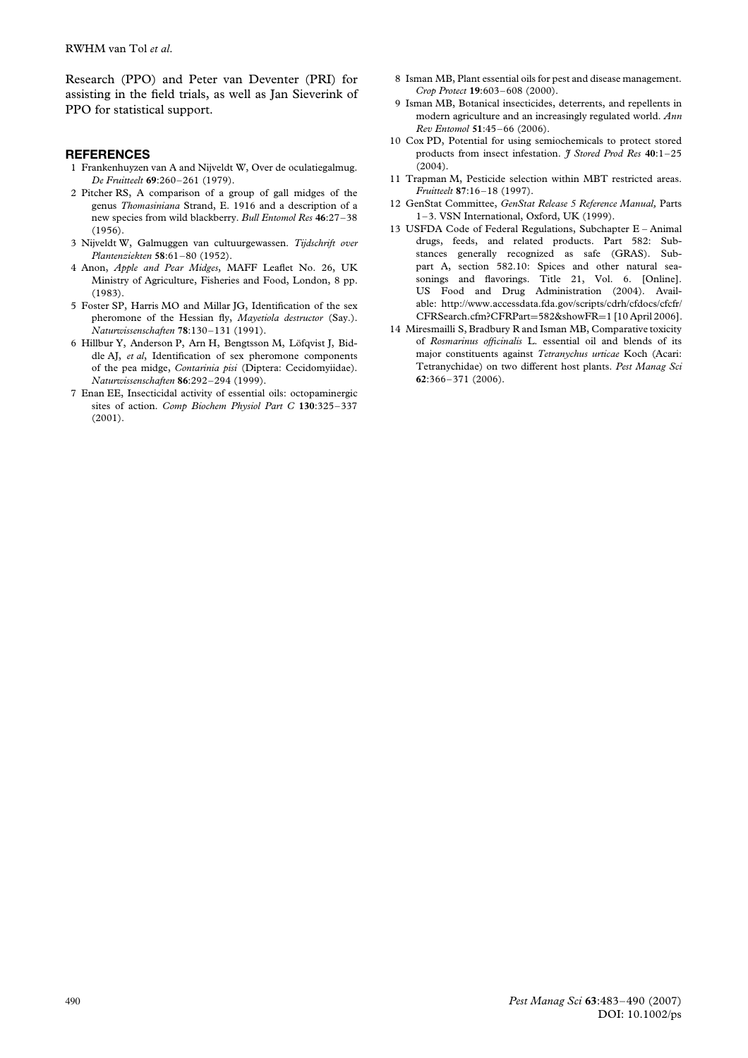Research (PPO) and Peter van Deventer (PRI) for assisting in the field trials, as well as Jan Sieverink of PPO for statistical support.

## REFERENCES

1. Frankenhuyzen van A and Nijveldt W, Over de oculatiegalmug. *De Fruitteelt* **69**:260–261 (1979).
2. Pitcher RS, A comparison of a group of gall midges of the genus *Thomasiniana* Strand, E. 1916 and a description of a new species from wild blackberry. *Bull Entomol Res* **46**:27–38 (1956).
3. Nijveldt W, Galmuggen van cultuurgewassen. *Tijdschrift over Plantenziekten* **58**:61–80 (1952).
4. Anon, *Apple and Pear Midges*, MAFF Leaflet No. 26, UK Ministry of Agriculture, Fisheries and Food, London, 8 pp. (1983).
5. Foster SP, Harris MO and Millar JG, Identification of the sex pheromone of the Hessian fly, *Mayetiola destructor* (Say.). *Naturwissenschaften* **78**:130–131 (1991).
6. Hillbur Y, Anderson P, Arn H, Bengtsson M, Löfqvist J, Biddle AJ, *et al*, Identification of sex pheromone components of the pea midge, *Contarinia pisi* (Diptera: Cecidomyiidae). *Naturwissenschaften* **86**:292–294 (1999).
7. Enan EE, Insecticidal activity of essential oils: octopaminergic sites of action. *Comp Biochem Physiol Part C* **130**:325–337 (2001).
8. Isman MB, Plant essential oils for pest and disease management. *Crop Protect* **19**:603–608 (2000).
9. Isman MB, Botanical insecticides, deterrents, and repellents in modern agriculture and an increasingly regulated world. *Ann Rev Entomol* **51**:45–66 (2006).
10. Cox PD, Potential for using semiochemicals to protect stored products from insect infestation. *J Stored Prod Res* **40**:1–25 (2004).
11. Trapman M, Pesticide selection within MBT restricted areas. *Fruitteelt* **87**:16–18 (1997).
12. GenStat Committee, *GenStat Release 5 Reference Manual*, Parts 1–3. VSN International, Oxford, UK (1999).
13. USFDA Code of Federal Regulations, Subchapter E – Animal drugs, feeds, and related products. Part 582: Substances generally recognized as safe (GRAS). Subpart A, section 582.10: Spices and other natural seasonings and flavorings. Title 21, Vol. 6. [Online]. US Food and Drug Administration (2004). Available: http://www.accessdata.fda.gov/scripts/cdrh/cfdocs/cfcfr/CFRSearch.cfm?CFRPart=582&showFR=1 [10 April 2006].
14. Miresmailli S, Bradbury R and Isman MB, Comparative toxicity of *Rosmarinus officinalis* L. essential oil and blends of its major constituents against *Tetranychus urticae* Koch (Acari: Tetranychidae) on two different host plants. *Pest Manag Sci* **62**:366–371 (2006).